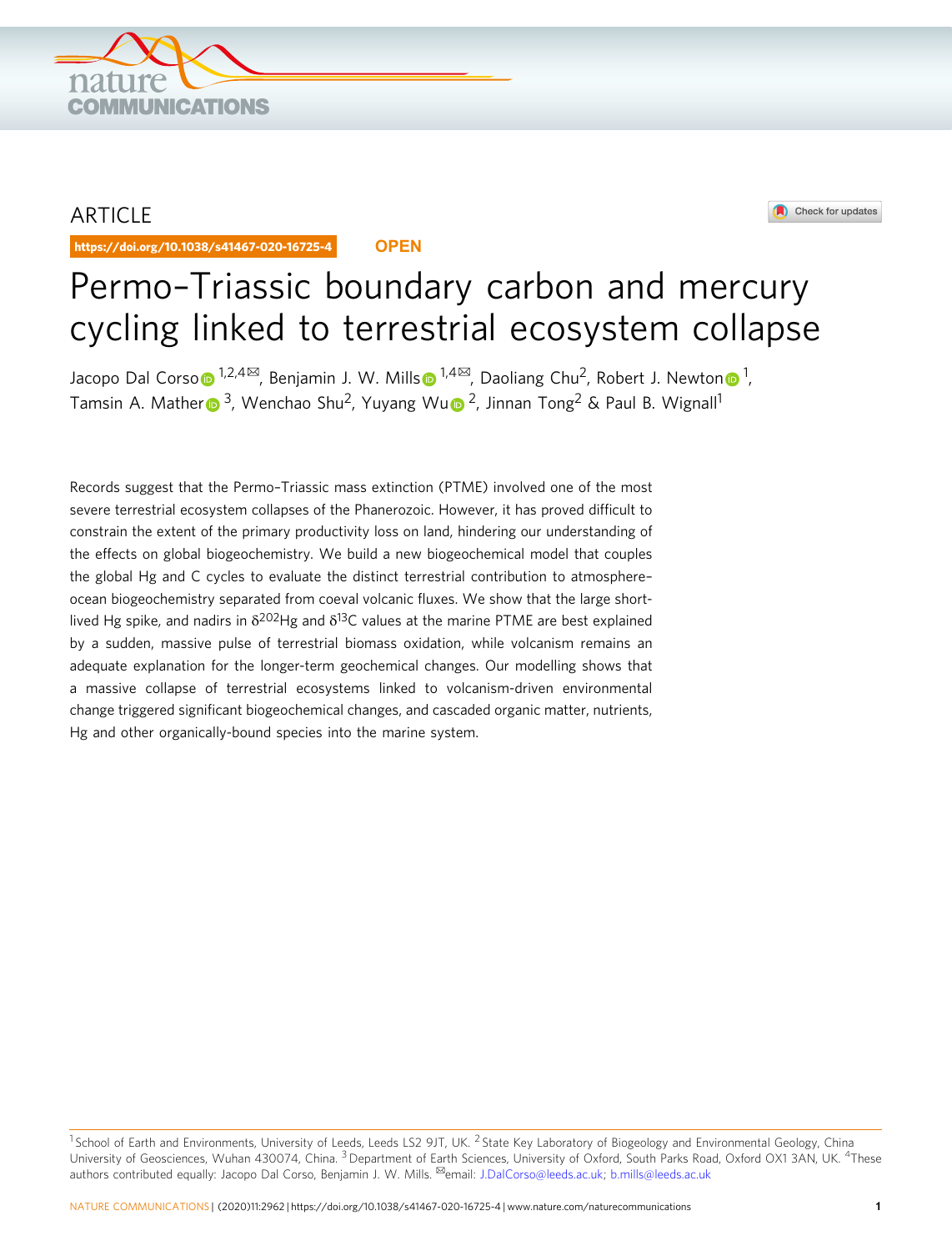ARTICLE

https://doi.org/10.1038/s41467-020-16725-4 OPEN

# Permo–Triassic boundary carbon and mercury cycling linked to terrestrial ecosystem collapse

Jacopo Dal Corso[1,2,4✉], Benjamin J. W. Mills[1,4✉], Daoliang Chu[2], Robert J. Newton[1], Tamsin A. Mather[3], Wenchao Shu[2], Yuyang Wu[2], Jinnan Tong[2] & Paul B. Wignall[1]

Records suggest that the Permo–Triassic mass extinction (PTME) involved one of the most severe terrestrial ecosystem collapses of the Phanerozoic. However, it has proved difficult to constrain the extent of the primary productivity loss on land, hindering our understanding of the effects on global biogeochemistry. We build a new biogeochemical model that couples the global Hg and C cycles to evaluate the distinct terrestrial contribution to atmosphere–ocean biogeochemistry separated from coeval volcanic fluxes. We show that the large short-lived Hg spike, and nadirs in $\delta^{202}$Hg and $\delta^{13}$C values at the marine PTME are best explained by a sudden, massive pulse of terrestrial biomass oxidation, while volcanism remains an adequate explanation for the longer-term geochemical changes. Our modelling shows that a massive collapse of terrestrial ecosystems linked to volcanism-driven environmental change triggered significant biogeochemical changes, and cascaded organic matter, nutrients, Hg and other organically-bound species into the marine system.

[1] School of Earth and Environments, University of Leeds, Leeds LS2 9JT, UK. [2] State Key Laboratory of Biogeology and Environmental Geology, China University of Geosciences, Wuhan 430074, China. [3] Department of Earth Sciences, University of Oxford, South Parks Road, Oxford OX1 3AN, UK. [4] These authors contributed equally: Jacopo Dal Corso, Benjamin J. W. Mills. ✉email: J.DalCorso@leeds.ac.uk; b.mills@leeds.ac.uk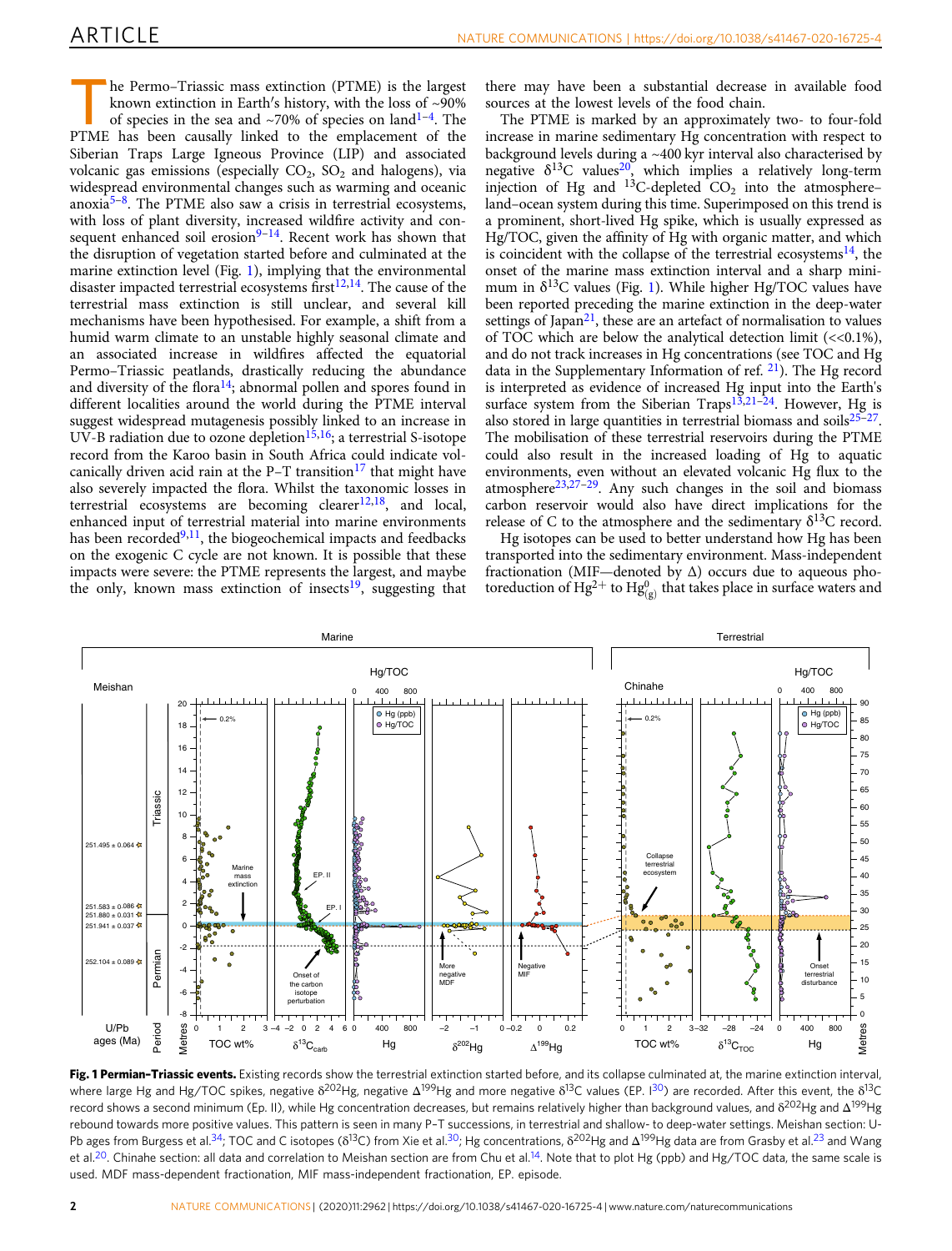The Permo–Triassic mass extinction (PTME) is the largest known extinction in Earth's history, with the loss of ~90% of species in the sea and ~70% of species on land[1–4]. The PTME has been causally linked to the emplacement of the Siberian Traps Large Igneous Province (LIP) and associated volcanic gas emissions (especially $CO_2$, $SO_2$ and halogens), via widespread environmental changes such as warming and oceanic anoxia[5–8]. The PTME also saw a crisis in terrestrial ecosystems, with loss of plant diversity, increased wildfire activity and consequent enhanced soil erosion[9–14]. Recent work has shown that the disruption of vegetation started before and culminated at the marine extinction level (Fig. 1), implying that the environmental disaster impacted terrestrial ecosystems first[12,14]. The cause of the terrestrial mass extinction is still unclear, and several kill mechanisms have been hypothesised. For example, a shift from a humid warm climate to an unstable highly seasonal climate and an associated increase in wildfires affected the equatorial Permo–Triassic peatlands, drastically reducing the abundance and diversity of the flora[14]; abnormal pollen and spores found in different localities around the world during the PTME interval suggest widespread mutagenesis possibly linked to an increase in UV-B radiation due to ozone depletion[15,16]; a terrestrial S-isotope record from the Karoo basin in South Africa could indicate volcanically driven acid rain at the P–T transition[17] that might have also severely impacted the flora. Whilst the taxonomic losses in terrestrial ecosystems are becoming clearer[12,18], and local, enhanced input of terrestrial material into marine environments has been recorded[9,11], the biogeochemical impacts and feedbacks on the exogenic C cycle are not known. It is possible that these impacts were severe: the PTME represents the largest, and maybe the only, known mass extinction of insects[19], suggesting that there may have been a substantial decrease in available food sources at the lowest levels of the food chain.

The PTME is marked by an approximately two- to four-fold increase in marine sedimentary Hg concentration with respect to background levels during a ~400 kyr interval also characterised by negative $\delta^{13}C$ values[20], which implies a relatively long-term injection of Hg and $^{13}C$-depleted $CO_2$ into the atmosphere–land–ocean system during this time. Superimposed on this trend is a prominent, short-lived Hg spike, which is usually expressed as Hg/TOC, given the affinity of Hg with organic matter, and which is coincident with the collapse of the terrestrial ecosystems[14], the onset of the marine mass extinction interval and a sharp minimum in $\delta^{13}C$ values (Fig. 1). While higher Hg/TOC values have been reported preceding the marine extinction in the deep-water settings of Japan[21], these are an artefact of normalisation to values of TOC which are below the analytical detection limit (<<0.1%), and do not track increases in Hg concentrations (see TOC and Hg data in the Supplementary Information of ref. [21]). The Hg record is interpreted as evidence of increased Hg input into the Earth's surface system from the Siberian Traps[13,21–24]. However, Hg is also stored in large quantities in terrestrial biomass and soils[25–27]. The mobilisation of these terrestrial reservoirs during the PTME could also result in the increased loading of Hg to aquatic environments, even without an elevated volcanic Hg flux to the atmosphere[23,27–29]. Any such changes in the soil and biomass carbon reservoir would also have direct implications for the release of C to the atmosphere and the sedimentary $\delta^{13}C$ record.

Hg isotopes can be used to better understand how Hg has been transported into the sedimentary environment. Mass-independent fractionation (MIF—denoted by Δ) occurs due to aqueous photoreduction of $Hg^{2+}$ to $Hg^0_{(g)}$ that takes place in surface waters and

**Fig. 1 Permian–Triassic events.** Existing records show the terrestrial extinction started before, and its collapse culminated at, the marine extinction interval, where large Hg and Hg/TOC spikes, negative $\delta^{202}Hg$, negative $\Delta^{199}Hg$ and more negative $\delta^{13}C$ values (EP. I[30]) are recorded. After this event, the $\delta^{13}C$ record shows a second minimum (Ep. II), while Hg concentration decreases, but remains relatively higher than background values, and $\delta^{202}Hg$ and $\Delta^{199}Hg$ rebound towards more positive values. This pattern is seen in many P–T successions, in terrestrial and shallow- to deep-water settings. Meishan section: U-Pb ages from Burgess et al.[34]; TOC and C isotopes ($\delta^{13}C$) from Xie et al.[30]; Hg concentrations, $\delta^{202}Hg$ and $\Delta^{199}Hg$ data are from Grasby et al.[23] and Wang et al.[20]. Chinahe section: all data and correlation to Meishan section are from Chu et al.[14]. Note that to plot Hg (ppb) and Hg/TOC data, the same scale is used. MDF mass-dependent fractionation, MIF mass-independent fractionation, EP. episode.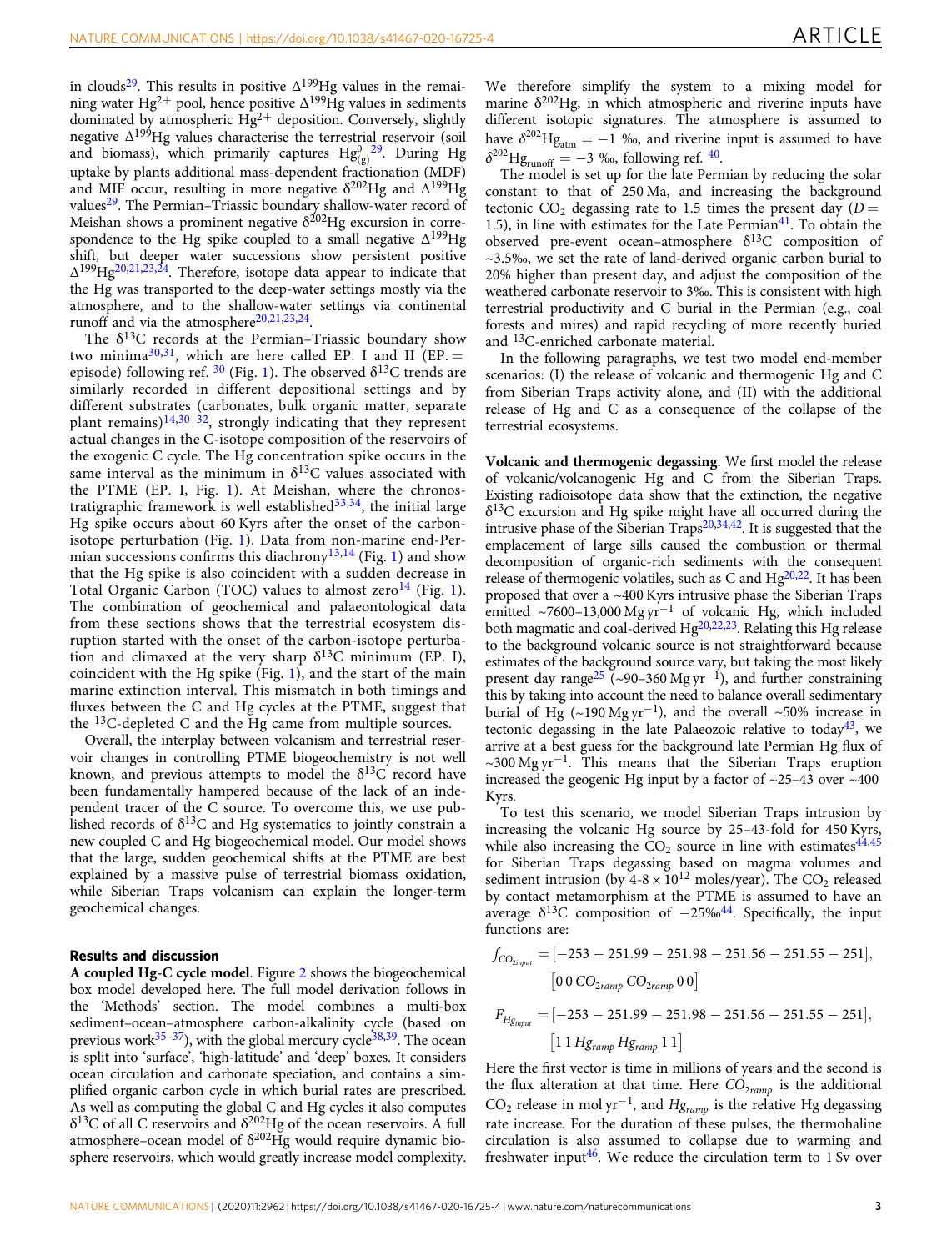in clouds[29]. This results in positive $\Delta^{199}$Hg values in the remaining water $Hg^{2+}$ pool, hence positive $\Delta^{199}$Hg values in sediments dominated by atmospheric $Hg^{2+}$ deposition. Conversely, slightly negative $\Delta^{199}$Hg values characterise the terrestrial reservoir (soil and biomass), which primarily captures $Hg^0_{(g)}$[29]. During Hg uptake by plants additional mass-dependent fractionation (MDF) and MIF occur, resulting in more negative $\delta^{202}$Hg and $\Delta^{199}$Hg values[29]. The Permian–Triassic boundary shallow-water record of Meishan shows a prominent negative $\delta^{202}$Hg excursion in correspondence to the Hg spike coupled to a small negative $\Delta^{199}$Hg shift, but deeper water successions show persistent positive $\Delta^{199}$Hg[20,21,23,24]. Therefore, isotope data appear to indicate that the Hg was transported to the deep-water settings mostly via the atmosphere, and to the shallow-water settings via continental runoff and via the atmosphere[20,21,23,24].

The $\delta^{13}$C records at the Permian–Triassic boundary show two minima[30,31], which are here called EP. I and II (EP. = episode) following ref. [30] (Fig. 1). The observed $\delta^{13}$C trends are similarly recorded in different depositional settings and by different substrates (carbonates, bulk organic matter, separate plant remains)[14,30–32], strongly indicating that they represent actual changes in the C-isotope composition of the reservoirs of the exogenic C cycle. The Hg concentration spike occurs in the same interval as the minimum in $\delta^{13}$C values associated with the PTME (EP. I, Fig. 1). At Meishan, where the chronostratigraphic framework is well established[33,34], the initial large Hg spike occurs about 60 Kyrs after the onset of the carbon-isotope perturbation (Fig. 1). Data from non-marine end-Permian successions confirms this diachroneity[13,14] (Fig. 1) and show that the Hg spike is also coincident with a sudden decrease in Total Organic Carbon (TOC) values to almost zero[14] (Fig. 1). The combination of geochemical and palaeontological data from these sections shows that the terrestrial ecosystem disruption started with the onset of the carbon-isotope perturbation and climaxed at the very sharp $\delta^{13}$C minimum (EP. I), coincident with the Hg spike (Fig. 1), and the start of the main marine extinction interval. This mismatch in both timings and fluxes between the C and Hg cycles at the PTME, suggest that the $^{13}$C-depleted C and the Hg came from multiple sources.

Overall, the interplay between volcanism and terrestrial reservoir changes in controlling PTME biogeochemistry is not well known, and previous attempts to model the $\delta^{13}$C record have been fundamentally hampered because of the lack of an independent tracer of the C source. To overcome this, we use published records of $\delta^{13}$C and Hg systematics to jointly constrain a new coupled C and Hg biogeochemical model. Our model shows that the large, sudden geochemical shifts at the PTME are best explained by a massive pulse of terrestrial biomass oxidation, while Siberian Traps volcanism can explain the longer-term geochemical changes.

## Results and discussion

**A coupled Hg-C cycle model**. Figure 2 shows the biogeochemical box model developed here. The full model derivation follows in the 'Methods' section. The model combines a multi-box sediment–ocean–atmosphere carbon-alkalinity cycle (based on previous work[35–37]), with the global mercury cycle[38,39]. The ocean is split into 'surface', 'high-latitude' and 'deep' boxes. It considers ocean circulation and carbonate speciation, and contains a simplified organic carbon cycle in which burial rates are prescribed. As well as computing the global C and Hg cycles it also computes $\delta^{13}$C of all C reservoirs and $\delta^{202}$Hg of the ocean reservoirs. A full atmosphere–ocean model of $\delta^{202}$Hg would require dynamic biosphere reservoirs, which would greatly increase model complexity. We therefore simplify the system to a mixing model for marine $\delta^{202}$Hg, in which atmospheric and riverine inputs have different isotopic signatures. The atmosphere is assumed to have $\delta^{202}Hg_{atm} = -1$ ‰, and riverine input is assumed to have $\delta^{202}Hg_{runoff} = -3$ ‰, following ref. [40].

The model is set up for the late Permian by reducing the solar constant to that of 250 Ma, and increasing the background tectonic $CO_2$ degassing rate to 1.5 times the present day ($D = 1.5$), in line with estimates for the Late Permian[41]. To obtain the observed pre-event ocean–atmosphere $\delta^{13}$C composition of ~3.5‰, we set the rate of land-derived organic carbon burial to 20% higher than present day, and adjust the composition of the weathered carbonate reservoir to 3‰. This is consistent with high terrestrial productivity and C burial in the Permian (e.g., coal forests and mires) and rapid recycling of more recently buried and $^{13}$C-enriched carbonate material.

In the following paragraphs, we test two model end-member scenarios: (I) the release of volcanic and thermogenic Hg and C from Siberian Traps activity alone, and (II) with the additional release of Hg and C as a consequence of the collapse of the terrestrial ecosystems.

**Volcanic and thermogenic degassing**. We first model the release of volcanic/volcanogenic Hg and C from the Siberian Traps. Existing radioisotope data show that the extinction, the negative $\delta^{13}$C excursion and Hg spike might have all occurred during the intrusive phase of the Siberian Traps[20,34,42]. It is suggested that the emplacement of large sills caused the combustion or thermal decomposition of organic-rich sediments with the consequent release of thermogenic volatiles, such as C and Hg[20,22]. It has been proposed that over a ~400 Kyrs intrusive phase the Siberian Traps emitted ~7600–13,000 Mg yr$^{-1}$ of volcanic Hg, which included both magmatic and coal-derived Hg[20,22,23]. Relating this Hg release to the background volcanic source is not straightforward because estimates of the background source vary, but taking the most likely present day range[25] (~90–360 Mg yr$^{-1}$), and further constraining this by taking into account the need to balance overall sedimentary burial of Hg (~190 Mg yr$^{-1}$), and the overall ~50% increase in tectonic degassing in the late Palaeozoic relative to today[43], we arrive at a best guess for the background late Permian Hg flux of ~300 Mg yr$^{-1}$. This means that the Siberian Traps eruption increased the geogenic Hg input by a factor of ~25–43 over ~400 Kyrs.

To test this scenario, we model Siberian Traps intrusion by increasing the volcanic Hg source by 25–43-fold for 450 Kyrs, while also increasing the $CO_2$ source in line with estimates[44,45] for Siberian Traps degassing based on magma volumes and sediment intrusion (by $4\text{-}8 \times 10^{12}$ moles/year). The $CO_2$ released by contact metamorphism at the PTME is assumed to have an average $\delta^{13}$C composition of −25‰[44]. Specifically, the input functions are:

$$f_{CO_{2input}} = [-253 - 251.99 - 251.98 - 251.56 - 251.55 - 251],$$
$$[0\ 0\ CO_{2ramp}\ CO_{2ramp}\ 0\ 0]$$

$$F_{Hg_{input}} = [-253 - 251.99 - 251.98 - 251.56 - 251.55 - 251],$$
$$[1\ 1\ Hg_{ramp}\ Hg_{ramp}\ 1\ 1]$$

Here the first vector is time in millions of years and the second is the flux alteration at that time. Here $CO_{2ramp}$ is the additional $CO_2$ release in mol yr$^{-1}$, and $Hg_{ramp}$ is the relative Hg degassing rate increase. For the duration of these pulses, the thermohaline circulation is also assumed to collapse due to warming and freshwater input[46]. We reduce the circulation term to 1 Sv over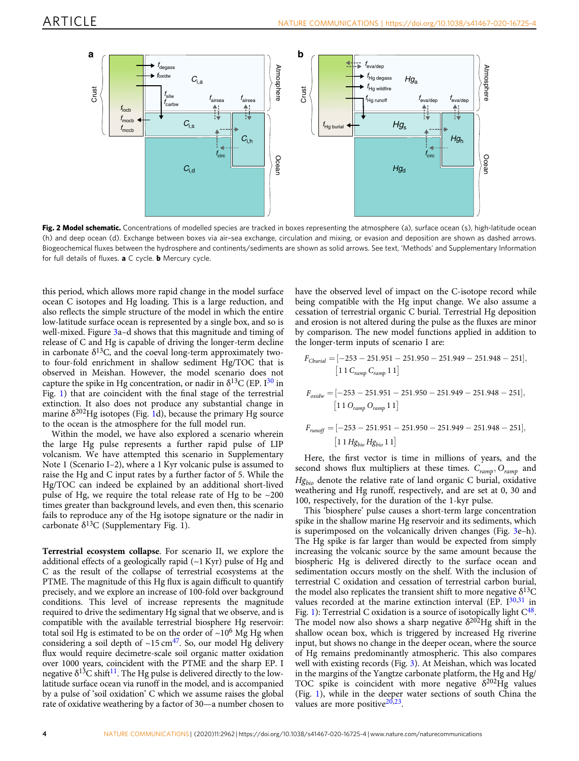**Fig. 2 Model schematic.** Concentrations of modelled species are tracked in boxes representing the atmosphere (a), surface ocean (s), high-latitude ocean (h) and deep ocean (d). Exchange between boxes via air–sea exchange, circulation and mixing, or evasion and deposition are shown as dashed arrows. Biogeochemical fluxes between the hydrosphere and continents/sediments are shown as solid arrows. See text, 'Methods' and Supplementary Information for full details of fluxes. **a** C cycle. **b** Mercury cycle.

this period, which allows more rapid change in the model surface ocean C isotopes and Hg loading. This is a large reduction, and also reflects the simple structure of the model in which the entire low-latitude surface ocean is represented by a single box, and so is well-mixed. Figure 3a–d shows that this magnitude and timing of release of C and Hg is capable of driving the longer-term decline in carbonate $\delta^{13}C$, and the coeval long-term approximately two- to four-fold enrichment in shallow sediment Hg/TOC that is observed in Meishan. However, the model scenario does not capture the spike in Hg concentration, or nadir in $\delta^{13}C$ (EP. I[30] in Fig. 1) that are coincident with the final stage of the terrestrial extinction. It also does not produce any substantial change in marine $\delta^{202}Hg$ isotopes (Fig. 1d), because the primary Hg source to the ocean is the atmosphere for the full model run.

Within the model, we have also explored a scenario wherein the large Hg pulse represents a further rapid pulse of LIP volcanism. We have attempted this scenario in Supplementary Note 1 (Scenario I–2), where a 1 Kyr volcanic pulse is assumed to raise the Hg and C input rates by a further factor of 5. While the Hg/TOC can indeed be explained by an additional short-lived pulse of Hg, we require the total release rate of Hg to be ~200 times greater than background levels, and even then, this scenario fails to reproduce any of the Hg isotope signature or the nadir in carbonate $\delta^{13}C$ (Supplementary Fig. 1).

**Terrestrial ecosystem collapse**. For scenario II, we explore the additional effects of a geologically rapid (~1 Kyr) pulse of Hg and C as the result of the collapse of terrestrial ecosystems at the PTME. The magnitude of this Hg flux is again difficult to quantify precisely, and we explore an increase of 100-fold over background conditions. This level of increase represents the magnitude required to drive the sedimentary Hg signal that we observe, and is compatible with the available terrestrial biosphere Hg reservoir: total soil Hg is estimated to be on the order of ~$10^6$ Mg Hg when considering a soil depth of ~15 $cm^{47}$. So, our model Hg delivery flux would require decimetre-scale soil organic matter oxidation over 1000 years, coincident with the PTME and the sharp EP. I negative $\delta^{13}C$ shift[11]. The Hg pulse is delivered directly to the low-latitude surface ocean via runoff in the model, and is accompanied by a pulse of 'soil oxidation' C which we assume raises the global rate of oxidative weathering by a factor of 30—a number chosen to have the observed level of impact on the C-isotope record while being compatible with the Hg input change. We also assume a cessation of terrestrial organic C burial. Terrestrial Hg deposition and erosion is not altered during the pulse as the fluxes are minor by comparison. The new model functions applied in addition to the longer-term inputs of scenario I are:

$$F_{Cburial} = [-253 - 251.951 - 251.950 - 251.949 - 251.948 - 251], \\ [1\;1\;C_{ramp}\;C_{ramp}\;1\;1]$$

$$F_{oxidw} = [-253 - 251.951 - 251.950 - 251.949 - 251.948 - 251], \\ [1\;1\;O_{ramp}\;O_{ramp}\;1\;1]$$

$$F_{runoff} = [-253 - 251.951 - 251.950 - 251.949 - 251.948 - 251], \\ [1\;1\;Hg_{bio}\;Hg_{bio}\;1\;1]$$

Here, the first vector is time in millions of years, and the second shows flux multipliers at these times. $C_{ramp}$, $O_{ramp}$ and $Hg_{bio}$ denote the relative rate of land organic C burial, oxidative weathering and Hg runoff, respectively, and are set at 0, 30 and 100, respectively, for the duration of the 1-kyr pulse.

This 'biosphere' pulse causes a short-term large concentration spike in the shallow marine Hg reservoir and its sediments, which is superimposed on the volcanically driven changes (Fig. 3e–h). The Hg spike is far larger than would be expected from simply increasing the volcanic source by the same amount because the biospheric Hg is delivered directly to the surface ocean and sedimentation occurs mostly on the shelf. With the inclusion of terrestrial C oxidation and cessation of terrestrial carbon burial, the model also replicates the transient shift to more negative $\delta^{13}C$ values recorded at the marine extinction interval (EP. I[30,31] in Fig. 1): Terrestrial C oxidation is a source of isotopically light C[48]. The model now also shows a sharp negative $\delta^{202}Hg$ shift in the shallow ocean box, which is triggered by increased Hg riverine input, but shows no change in the deeper ocean, where the source of Hg remains predominantly atmospheric. This also compares well with existing records (Fig. 3). At Meishan, which was located in the margins of the Yangtze carbonate platform, the Hg and Hg/TOC spike is coincident with more negative $\delta^{202}Hg$ values (Fig. 1), while in the deeper water sections of south China the values are more positive[20,23].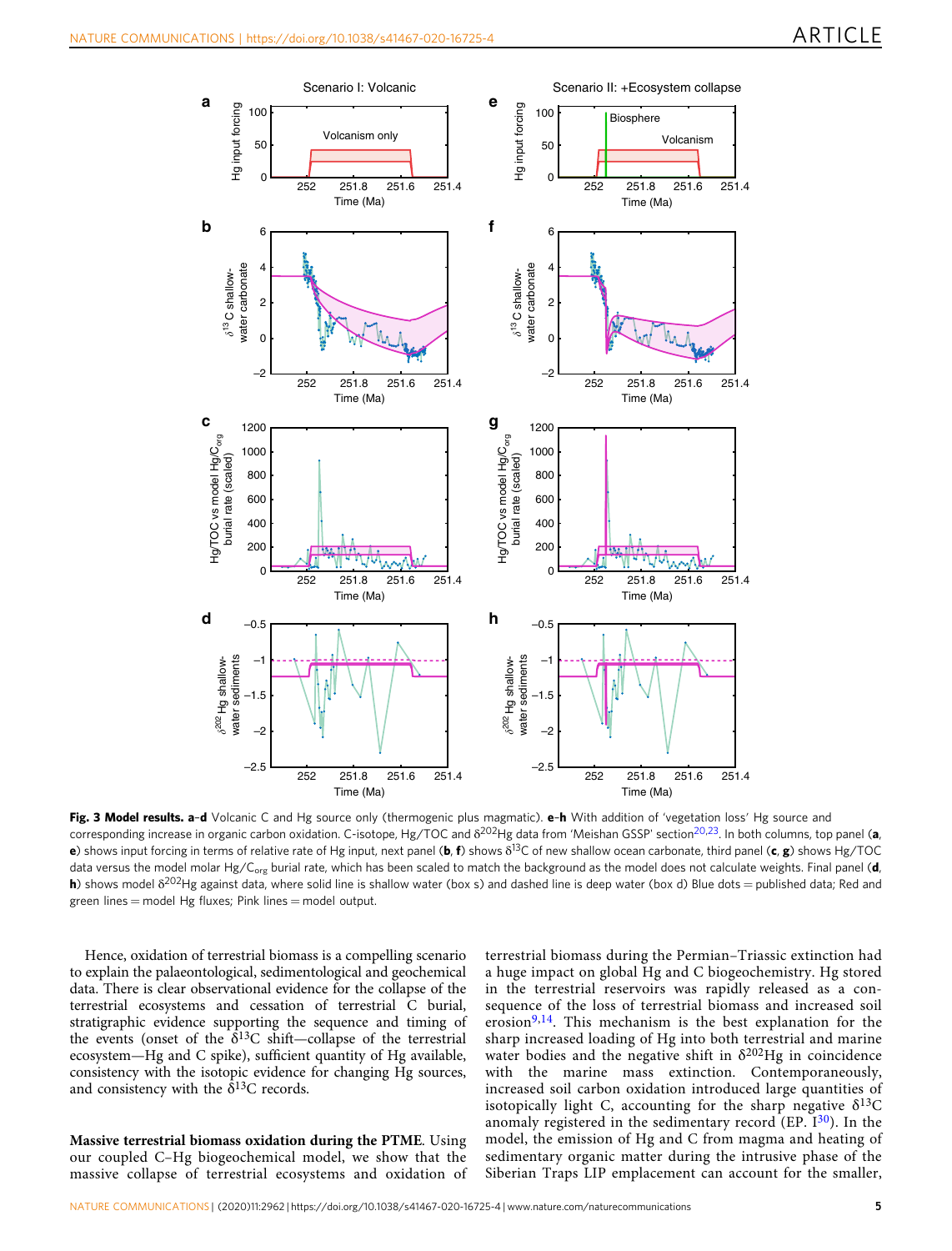**Fig. 3 Model results.** **a**–**d** Volcanic C and Hg source only (thermogenic plus magmatic). **e**–**h** With addition of 'vegetation loss' Hg source and corresponding increase in organic carbon oxidation. C-isotope, Hg/TOC and $\delta^{202}$Hg data from 'Meishan GSSP' section[20,23]. In both columns, top panel (**a**, **e**) shows input forcing in terms of relative rate of Hg input, next panel (**b**, **f**) shows $\delta^{13}$C of new shallow ocean carbonate, third panel (**c**, **g**) shows Hg/TOC data versus the model molar Hg/$C_{org}$ burial rate, which has been scaled to match the background as the model does not calculate weights. Final panel (**d**, **h**) shows model $\delta^{202}$Hg against data, where solid line is shallow water (box s) and dashed line is deep water (box d) Blue dots = published data; Red and green lines = model Hg fluxes; Pink lines = model output.

Hence, oxidation of terrestrial biomass is a compelling scenario to explain the palaeontological, sedimentological and geochemical data. There is clear observational evidence for the collapse of the terrestrial ecosystems and cessation of terrestrial C burial, stratigraphic evidence supporting the sequence and timing of the events (onset of the $\delta^{13}$C shift—collapse of the terrestrial ecosystem—Hg and C spike), sufficient quantity of Hg available, consistency with the isotopic evidence for changing Hg sources, and consistency with the $\delta^{13}$C records.

**Massive terrestrial biomass oxidation during the PTME**. Using our coupled C–Hg biogeochemical model, we show that the massive collapse of terrestrial ecosystems and oxidation of terrestrial biomass during the Permian–Triassic extinction had a huge impact on global Hg and C biogeochemistry. Hg stored in the terrestrial reservoirs was rapidly released as a consequence of the loss of terrestrial biomass and increased soil erosion[9,14]. This mechanism is the best explanation for the sharp increased loading of Hg into both terrestrial and marine water bodies and the negative shift in $\delta^{202}$Hg in coincidence with the marine mass extinction. Contemporaneously, increased soil carbon oxidation introduced large quantities of isotopically light C, accounting for the sharp negative $\delta^{13}$C anomaly registered in the sedimentary record (EP. I[30]). In the model, the emission of Hg and C from magma and heating of sedimentary organic matter during the intrusive phase of the Siberian Traps LIP emplacement can account for the smaller,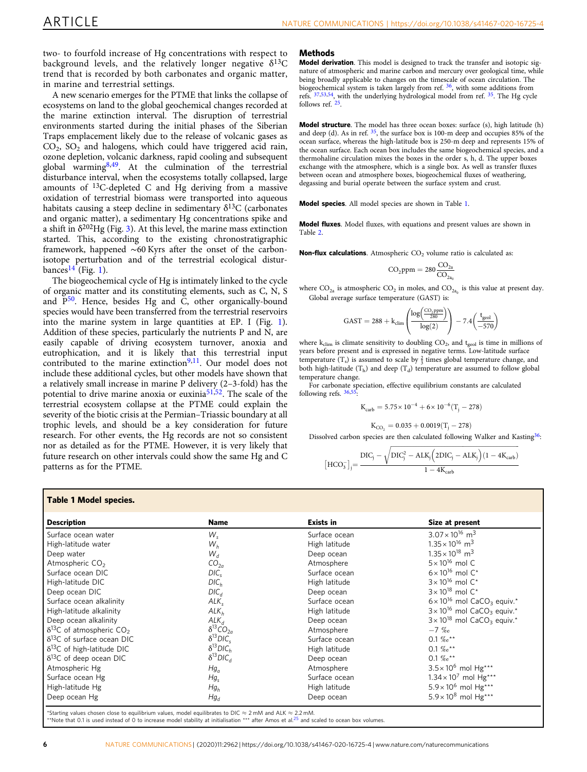two- to fourfold increase of Hg concentrations with respect to background levels, and the relatively longer negative $\delta^{13}C$ trend that is recorded by both carbonates and organic matter, in marine and terrestrial settings.

A new scenario emerges for the PTME that links the collapse of ecosystems on land to the global geochemical changes recorded at the marine extinction interval. The disruption of terrestrial environments started during the initial phases of the Siberian Traps emplacement likely due to the release of volcanic gases as $CO_2$, $SO_2$ and halogens, which could have triggered acid rain, ozone depletion, volcanic darkness, rapid cooling and subsequent global warming[8,49]. At the culmination of the terrestrial disturbance interval, when the ecosystems totally collapsed, large amounts of $^{13}C$-depleted C and Hg deriving from a massive oxidation of terrestrial biomass were transported into aqueous habitats causing a steep decline in sedimentary $\delta^{13}C$ (carbonates and organic matter), a sedimentary Hg concentrations spike and a shift in $\delta^{202}Hg$ (Fig. 3). At this level, the marine mass extinction started. This, according to the existing chronostratigraphic framework, happened ~60 Kyrs after the onset of the carbon-isotope perturbation and of the terrestrial ecological disturbances[14] (Fig. 1).

The biogeochemical cycle of Hg is intimately linked to the cycle of organic matter and its constituting elements, such as C, N, S and P[50]. Hence, besides Hg and C, other organically-bound species would have been transferred from the terrestrial reservoirs into the marine system in large quantities at EP. I (Fig. 1). Addition of these species, particularly the nutrients P and N, are easily capable of driving ecosystem turnover, anoxia and eutrophication, and it is likely that this terrestrial input contributed to the marine extinction[9,11]. Our model does not include these additional cycles, but other models have shown that a relatively small increase in marine P delivery (2–3-fold) has the potential to drive marine anoxia or euxinia[51,52]. The scale of the terrestrial ecosystem collapse at the PTME could explain the severity of the biotic crisis at the Permian–Triassic boundary at all trophic levels, and should be a key consideration for future research. For other events, the Hg records are not so consistent nor as detailed as for the PTME. However, it is very likely that future research on other intervals could show the same Hg and C patterns as for the PTME.

## Methods

**Model derivation**. This model is designed to track the transfer and isotopic signature of atmospheric and marine carbon and mercury over geological time, while being broadly applicable to changes on the timescale of ocean circulation. The biogeochemical system is taken largely from ref. [36], with some additions from refs. [37,53,54], with the underlying hydrological model from ref. [35]. The Hg cycle follows ref. [25].

**Model structure**. The model has three ocean boxes: surface (s), high latitude (h) and deep (d). As in ref. [35], the surface box is 100-m deep and occupies 85% of the ocean surface, whereas the high-latitude box is 250-m deep and represents 15% of the ocean surface. Each ocean box includes the same biogeochemical species, and a thermohaline circulation mixes the boxes in the order s, h, d. The upper boxes exchange with the atmosphere, which is a single box. As well as transfer fluxes between ocean and atmosphere boxes, biogeochemical fluxes of weathering, degassing and burial operate between the surface system and crust.

**Model species**. All model species are shown in Table 1.

**Model fluxes**. Model fluxes, with equations and present values are shown in Table 2.

**Non-flux calculations**. Atmospheric $CO_2$ volume ratio is calculated as:

$$\mathrm{CO_2ppm} = 280\,\frac{\mathrm{CO_{2a}}}{\mathrm{CO_{2a_0}}}$$

where $CO_{2a}$ is atmospheric $CO_2$ in moles, and $CO_{2a_0}$ is this value at present day. Global average surface temperature (GAST) is:

$$\mathrm{GAST} = 288 + \mathrm{k_{clim}}\left(\frac{\log\left(\frac{\mathrm{CO_2ppm}}{280}\right)}{\log(2)}\right) - 7.4\left(\frac{\mathrm{t_{geol}}}{-570}\right)$$

where $k_{clim}$ is climate sensitivity to doubling $CO_2$, and $t_{geol}$ is time in millions of years before present and is expressed in negative terms. Low-latitude surface temperature ($T_s$) is assumed to scale by $\frac{2}{3}$ times global temperature change, and both high-latitude ($T_h$) and deep ($T_d$) temperature are assumed to follow global temperature change.

For carbonate speciation, effective equilibrium constants are calculated following refs. [36,55]:

$$\mathrm{K_{carb}} = 5.75\times10^{-4} + 6\times10^{-6}(\mathrm{T_j} - 278)$$

$$\mathrm{K_{CO_2}} = 0.035 + 0.0019(\mathrm{T_j} - 278)$$

Dissolved carbon species are then calculated following Walker and Kasting[36]:

$$[\mathrm{HCO_3^-}]_j = \frac{\mathrm{DIC_j} - \sqrt{\mathrm{DIC_j^2} - \mathrm{ALK_j}\left(2\mathrm{DIC_j} - \mathrm{ALK_j}\right)(1 - 4\mathrm{K_{carb}})}}{1 - 4\mathrm{K_{carb}}}$$

**Table 1 Model species.**

| Description | Name | Exists in | Size at present |
|---|---|---|---|
| Surface ocean water | $W_s$ | Surface ocean | $3.07\times10^{16}$ m$^3$ |
| High-latitude water | $W_h$ | High latitude | $1.35\times10^{16}$ m$^3$ |
| Deep water | $W_d$ | Deep ocean | $1.35\times10^{18}$ m$^3$ |
| Atmospheric $CO_2$ | $CO_{2a}$ | Atmosphere | $5\times10^{16}$ mol C |
| Surface ocean DIC | $DIC_s$ | Surface ocean | $6\times10^{16}$ mol C* |
| High-latitude DIC | $DIC_h$ | High latitude | $3\times10^{16}$ mol C* |
| Deep ocean DIC | $DIC_d$ | Deep ocean | $3\times10^{18}$ mol C* |
| Surface ocean alkalinity | $ALK_s$ | Surface ocean | $6\times10^{16}$ mol $CaCO_3$ equiv.* |
| High-latitude alkalinity | $ALK_h$ | High latitude | $3\times10^{16}$ mol $CaCO_3$ equiv.* |
| Deep ocean alkalinity | $ALK_d$ | Deep ocean | $3\times10^{18}$ mol $CaCO_3$ equiv.* |
| $\delta^{13}C$ of atmospheric $CO_2$ | $\delta^{13}CO_{2a}$ | Atmosphere | −7 ‰ |
| $\delta^{13}C$ of surface ocean DIC | $\delta^{13}DIC_s$ | Surface ocean | 0.1 ‰** |
| $\delta^{13}C$ of high-latitude DIC | $\delta^{13}DIC_h$ | High latitude | 0.1 ‰** |
| $\delta^{13}C$ of deep ocean DIC | $\delta^{13}DIC_d$ | Deep ocean | 0.1 ‰** |
| Atmospheric Hg | $Hg_a$ | Atmosphere | $3.5\times10^{6}$ mol Hg*** |
| Surface ocean Hg | $Hg_s$ | Surface ocean | $1.34\times10^{7}$ mol Hg*** |
| High-latitude Hg | $Hg_h$ | High latitude | $5.9\times10^{6}$ mol Hg*** |
| Deep ocean Hg | $Hg_d$ | Deep ocean | $5.9\times10^{8}$ mol Hg*** |

*Starting values chosen close to equilibrium values, model equilibrates to DIC ≈ 2 mM and ALK ≈ 2.2 mM.
**Note that 0.1 is used instead of 0 to increase model stability at initialisation *** after Amos et al.[25] and scaled to ocean box volumes.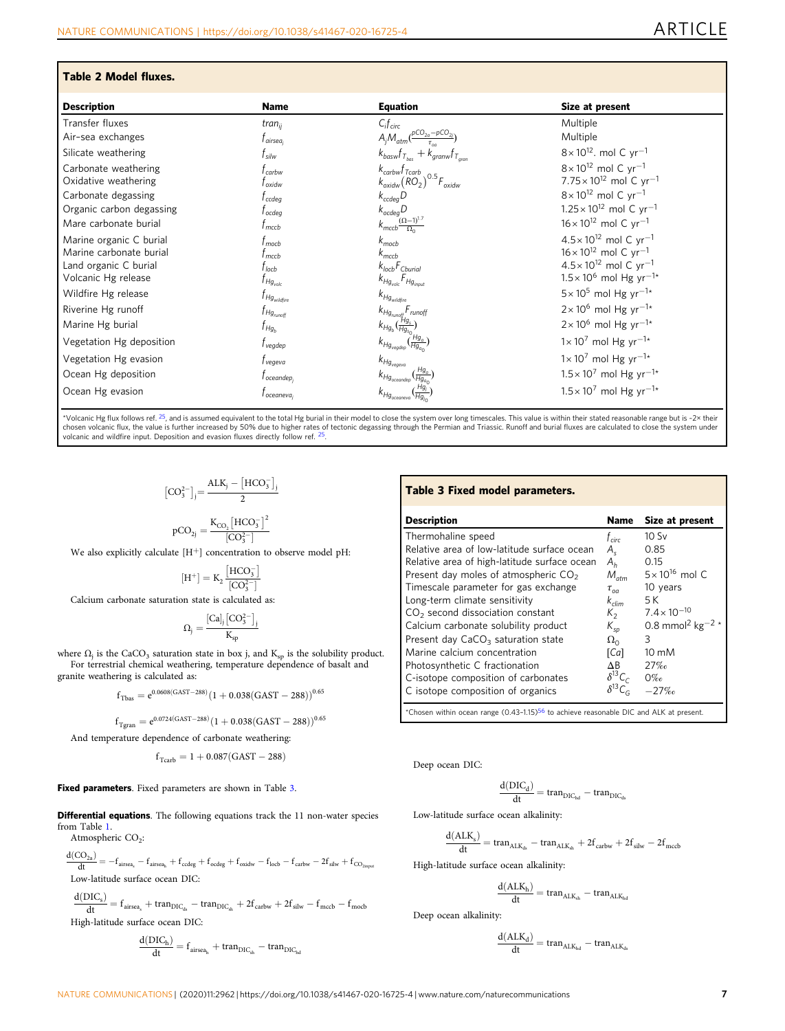**Table 2 Model fluxes.**

| Description | Name | Equation | Size at present |
|---|---|---|---|
| Transfer fluxes | $tran_{ij}$ | $C_i f_{circ}$ | Multiple |
| Air-sea exchanges | $f_{airsea_j}$ | $A_j M_{atm}\left(\frac{pCO_{2a} - pCO_{2j}}{\tau_{oa}}\right)$ | Multiple |
| Silicate weathering | $f_{silw}$ | $k_{basw} f_{T_{bas}} + k_{granw} f_{T_{gran}}$ | $8 \times 10^{12}$. mol C $yr^{-1}$ |
| Carbonate weathering | $f_{carbw}$ | $k_{carbw} f_{Tcarb}$ | $8 \times 10^{12}$ mol C $yr^{-1}$ |
| Oxidative weathering | $f_{oxidw}$ | $k_{oxidw}(RO_2)^{0.5} F_{oxidw}$ | $7.75 \times 10^{12}$ mol C $yr^{-1}$ |
| Carbonate degassing | $f_{ccdeg}$ | $k_{ccdeg} D$ | $8 \times 10^{12}$ mol C $yr^{-1}$ |
| Organic carbon degassing | $f_{ocdeg}$ | $k_{ocdeg} D$ | $1.25 \times 10^{12}$ mol C $yr^{-1}$ |
| Mare carbonate burial | $f_{mccb}$ | $k_{mccb} \frac{(\Omega - 1)^{1.7}}{\Omega_0}$ | $16 \times 10^{12}$ mol C $yr^{-1}$ |
| Marine organic C burial | $f_{mocb}$ | $k_{mocb}$ | $4.5 \times 10^{12}$ mol C $yr^{-1}$ |
| Marine carbonate burial | $f_{mccb}$ | $k_{mccb}$ | $16 \times 10^{12}$ mol C $yr^{-1}$ |
| Land organic C burial | $f_{locb}$ | $k_{locb} F_{Cburial}$ | $4.5 \times 10^{12}$ mol C $yr^{-1}$ |
| Volcanic Hg release | $f_{Hg_{volc}}$ | $k_{Hg_{volc}} F_{Hg_{input}}$ | $1.5 \times 10^{6}$ mol Hg $yr^{-1}$* |
| Wildfire Hg release | $f_{Hg_{wildfire}}$ | $k_{Hg_{wildfire}}$ | $5 \times 10^{5}$ mol Hg $yr^{-1}$* |
| Riverine Hg runoff | $f_{Hg_{runoff}}$ | $k_{Hg_{runoff}} F_{runoff}$ | $2 \times 10^{6}$ mol Hg $yr^{-1}$* |
| Marine Hg burial | $f_{Hg_b}$ | $k_{Hg_b}\left(\frac{Hg_s}{Hg_{s_0}}\right)$ | $2 \times 10^{6}$ mol Hg $yr^{-1}$* |
| Vegetation Hg deposition | $f_{vegdep}$ | $k_{Hg_{vegdep}}\left(\frac{Hg_a}{Hg_{a_0}}\right)$ | $1 \times 10^{7}$ mol Hg $yr^{-1}$* |
| Vegetation Hg evasion | $f_{vegeva}$ | $k_{Hg_{vegeva}}$ | $1 \times 10^{7}$ mol Hg $yr^{-1}$* |
| Ocean Hg deposition | $f_{oceandep_j}$ | $k_{Hg_{oceandep}}\left(\frac{Hg_a}{Hg_{a_0}}\right)$ | $1.5 \times 10^{7}$ mol Hg $yr^{-1}$* |
| Ocean Hg evasion | $f_{oceaneva_j}$ | $k_{Hg_{oceaneva}}\left(\frac{Hg_j}{Hg_{j_0}}\right)$ | $1.5 \times 10^{7}$ mol Hg $yr^{-1}$* |

*Volcanic Hg flux follows ref. [25], and is assumed equivalent to the total Hg burial in their model to close the system over long timescales. This value is within their stated reasonable range but is -2× their chosen volcanic flux, the value is further increased by 50% due to higher rates of tectonic degassing through the Permian and Triassic. Runoff and burial fluxes are calculated to close the system under volcanic and wildfire input. Deposition and evasion fluxes directly follow ref. [25].

$$[CO_3^{2-}]_j = \frac{ALK_j - [HCO_3^-]_j}{2}$$

$$pCO_{2j} = \frac{K_{CO_2}[HCO_3^-]^2}{[CO_3^{2-}]}$$

We also explicitly calculate $[H^+]$ concentration to observe model pH:

$$[H^+] = K_2 \frac{[HCO_3^-]}{[CO_3^{2-}]}$$

Calcium carbonate saturation state is calculated as:

$$\Omega_j = \frac{[Ca]_j [CO_3^{2-}]_j}{K_{sp}}$$

where $\Omega_j$ is the $CaCO_3$ saturation state in box j, and $K_{sp}$ is the solubility product.

For terrestrial chemical weathering, temperature dependence of basalt and granite weathering is calculated as:

$$f_{Tbas} = e^{0.0608(GAST - 288)}(1 + 0.038(GAST - 288))^{0.65}$$

$$f_{Tgran} = e^{0.0724(GAST - 288)}(1 + 0.038(GAST - 288))^{0.65}$$

And temperature dependence of carbonate weathering:

$$f_{Tcarb} = 1 + 0.087(GAST - 288)$$

**Fixed parameters**. Fixed parameters are shown in Table 3.

**Table 3 Fixed model parameters.**

| Description | Name | Size at present |
|---|---|---|
| Thermohaline speed | $f_{circ}$ | 10 Sv |
| Relative area of low-latitude surface ocean | $A_s$ | 0.85 |
| Relative area of high-latitude surface ocean | $A_h$ | 0.15 |
| Present day moles of atmospheric $CO_2$ | $M_{atm}$ | $5 \times 10^{16}$ mol C |
| Timescale parameter for gas exchange | $\tau_{oa}$ | 10 years |
| Long-term climate sensitivity | $k_{clim}$ | 5 K |
| $CO_2$ second dissociation constant | $K_2$ | $7.4 \times 10^{-10}$ |
| Calcium carbonate solubility product | $K_{sp}$ | 0.8 $mmol^2\ kg^{-2}$ * |
| Present day $CaCO_3$ saturation state | $\Omega_0$ | 3 |
| Marine calcium concentration | $[Ca]$ | 10 mM |
| Photosynthetic C fractionation | $\Delta B$ | 27‰ |
| C-isotope composition of carbonates | $\delta^{13}C_C$ | 0‰ |
| C isotope composition of organics | $\delta^{13}C_G$ | −27‰ |

*Chosen within ocean range (0.43–1.15)[56] to achieve reasonable DIC and ALK at present.

**Differential equations**. The following equations track the 11 non-water species from Table 1.

Atmospheric $CO_2$:

$$\frac{d(CO_{2a})}{dt} = -f_{airsea_s} - f_{airsea_h} + f_{ccdeg} + f_{ocdeg} + f_{oxidw} - f_{locb} - f_{carbw} - 2f_{silw} + f_{CO_{2input}}$$

Low-latitude surface ocean DIC:

$$\frac{d(DIC_s)}{dt} = f_{airsea_s} + tran_{DIC_{ds}} - tran_{DIC_{sh}} + 2f_{carbw} + 2f_{silw} - f_{mccb} - f_{mocb}$$

High-latitude surface ocean DIC:

$$\frac{d(DIC_h)}{dt} = f_{airsea_h} + tran_{DIC_{sh}} - tran_{DIC_{hd}}$$

Deep ocean DIC:

$$\frac{d(DIC_d)}{dt} = tran_{DIC_{hd}} - tran_{DIC_{ds}}$$

Low-latitude surface ocean alkalinity:

$$\frac{d(ALK_s)}{dt} = tran_{ALK_{ds}} - tran_{ALK_{sh}} + 2f_{carbw} + 2f_{silw} - 2f_{mccb}$$

High-latitude surface ocean alkalinity:

$$\frac{d(ALK_h)}{dt} = tran_{ALK_{sh}} - tran_{ALK_{hd}}$$

Deep ocean alkalinity:

$$\frac{d(ALK_d)}{dt} = tran_{ALK_{hd}} - tran_{ALK_{ds}}$$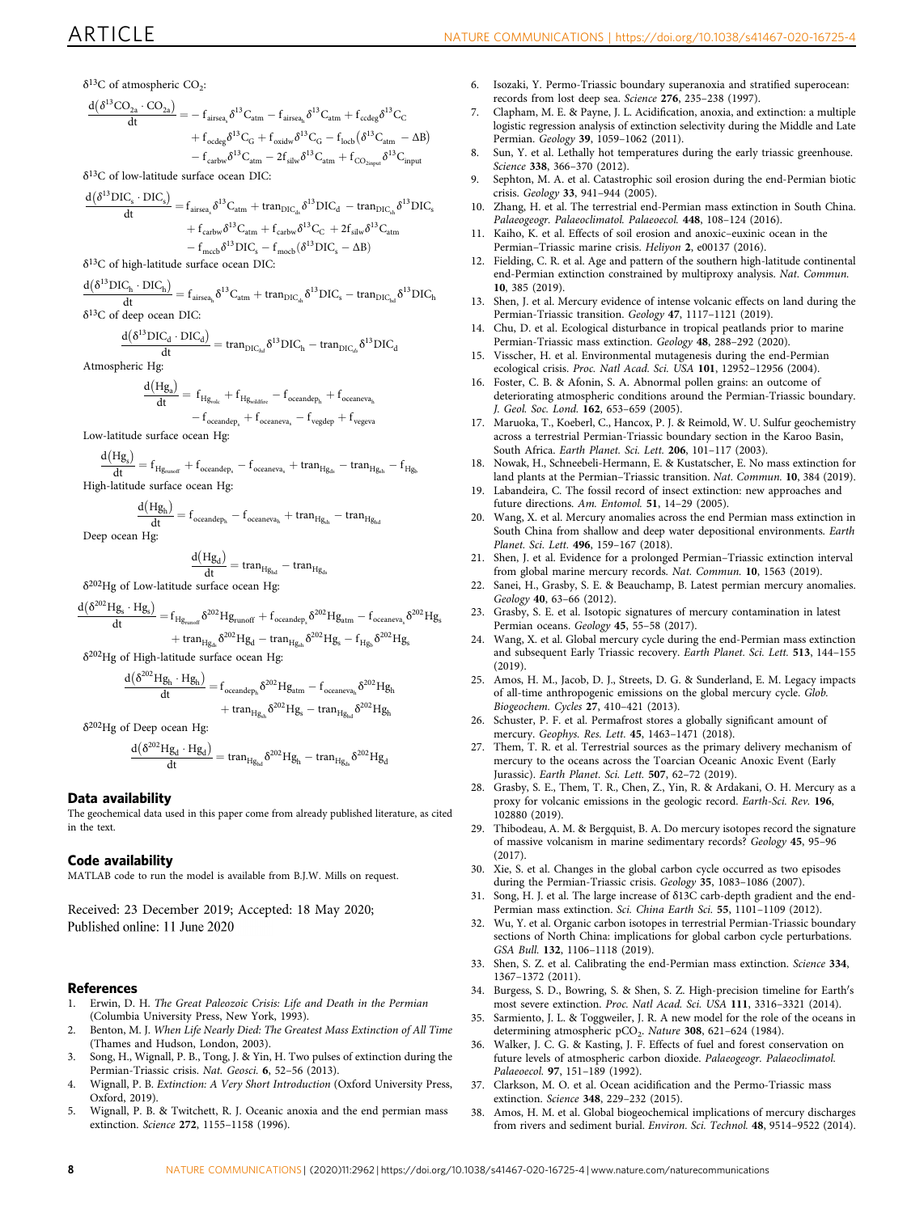$\delta^{13}$C of atmospheric $CO_2$:

$$\frac{d(\delta^{13}CO_{2a} \cdot CO_{2a})}{dt} = -f_{airsea_s}\delta^{13}C_{atm} - f_{airsea_h}\delta^{13}C_{atm} + f_{ccdeg}\delta^{13}C_C + f_{ocdeg}\delta^{13}C_G + f_{oxidw}\delta^{13}C_G - f_{locb}(\delta^{13}C_{atm} - \Delta B) - f_{carbw}\delta^{13}C_{atm} - 2f_{silw}\delta^{13}C_{atm} + f_{CO_{2input}}\delta^{13}C_{input}$$

$\delta^{13}$C of low-latitude surface ocean DIC:

$$\frac{d(\delta^{13}DIC_s \cdot DIC_s)}{dt} = f_{airsea_s}\delta^{13}C_{atm} + tran_{DIC_{ds}}\delta^{13}DIC_d - tran_{DIC_{sh}}\delta^{13}DIC_s + f_{carbw}\delta^{13}C_{atm} + f_{carbw}\delta^{13}C_C + 2f_{silw}\delta^{13}C_{atm} - f_{mccb}\delta^{13}DIC_s - f_{mocb}(\delta^{13}DIC_s - \Delta B)$$

$\delta^{13}$C of high-latitude surface ocean DIC:

$$\frac{d(\delta^{13}DIC_h \cdot DIC_h)}{dt} = f_{airsea_h}\delta^{13}C_{atm} + tran_{DIC_{sh}}\delta^{13}DIC_s - tran_{DIC_{hd}}\delta^{13}DIC_h$$

$\delta^{13}$C of deep ocean DIC:

$$\frac{d(\delta^{13}DIC_d \cdot DIC_d)}{dt} = tran_{DIC_{hd}}\delta^{13}DIC_h - tran_{DIC_{ds}}\delta^{13}DIC_d$$

Atmospheric Hg:

$$\frac{d(Hg_a)}{dt} = f_{Hg_{volc}} + f_{Hg_{wildfire}} - f_{oceandep_h} + f_{oceaneva_h} - f_{oceandep_s} + f_{oceaneva_s} - f_{vegdep} + f_{vegeva}$$

Low-latitude surface ocean Hg:

$$\frac{d(Hg_s)}{dt} = f_{Hg_{runoff}} + f_{oceandep_s} - f_{oceaneva_s} + tran_{Hg_{ds}} - tran_{Hg_{sh}} - f_{Hg_b}$$

High-latitude surface ocean Hg:

$$\frac{d(Hg_h)}{dt} = f_{oceandep_h} - f_{oceaneva_h} + tran_{Hg_{sh}} - tran_{Hg_{hd}}$$

Deep ocean Hg:

$$\frac{d(Hg_d)}{dt} = tran_{Hg_{hd}} - tran_{Hg_{ds}}$$

$\delta^{202}$Hg of Low-latitude surface ocean Hg:

$$\frac{d(\delta^{202}Hg_s \cdot Hg_s)}{dt} = f_{Hg_{runoff}}\delta^{202}Hg_{runoff} + f_{oceandep_s}\delta^{202}Hg_{atm} - f_{oceaneva_s}\delta^{202}Hg_s + tran_{Hg_{ds}}\delta^{202}Hg_d - tran_{Hg_{sh}}\delta^{202}Hg_s - f_{Hg_b}\delta^{202}Hg_s$$

$\delta^{202}$Hg of High-latitude surface ocean Hg:

$$\frac{d(\delta^{202}Hg_h \cdot Hg_h)}{dt} = f_{oceandep_h}\delta^{202}Hg_{atm} - f_{oceaneva_h}\delta^{202}Hg_h + tran_{Hg_{sh}}\delta^{202}Hg_s - tran_{Hg_{hd}}\delta^{202}Hg_h$$

$\delta^{202}$Hg of Deep ocean Hg:

$$\frac{d(\delta^{202}Hg_d \cdot Hg_d)}{dt} = tran_{Hg_{hd}}\delta^{202}Hg_h - tran_{Hg_{ds}}\delta^{202}Hg_d$$

## Data availability

The geochemical data used in this paper come from already published literature, as cited in the text.

## Code availability

MATLAB code to run the model is available from B.J.W. Mills on request.

Received: 23 December 2019; Accepted: 18 May 2020;
Published online: 11 June 2020

## References

1. Erwin, D. H. *The Great Paleozoic Crisis: Life and Death in the Permian* (Columbia University Press, New York, 1993).
2. Benton, M. J. *When Life Nearly Died: The Greatest Mass Extinction of All Time* (Thames and Hudson, London, 2003).
3. Song, H., Wignall, P. B., Tong, J. & Yin, H. Two pulses of extinction during the Permian-Triassic crisis. *Nat. Geosci.* **6**, 52–56 (2013).
4. Wignall, P. B. *Extinction: A Very Short Introduction* (Oxford University Press, Oxford, 2019).
5. Wignall, P. B. & Twitchett, R. J. Oceanic anoxia and the end permian mass extinction. *Science* **272**, 1155–1158 (1996).
6. Isozaki, Y. Permo-Triassic boundary superanoxia and stratified superocean: records from lost deep sea. *Science* **276**, 235–238 (1997).
7. Clapham, M. E. & Payne, J. L. Acidification, anoxia, and extinction: a multiple logistic regression analysis of extinction selectivity during the Middle and Late Permian. *Geology* **39**, 1059–1062 (2011).
8. Sun, Y. et al. Lethally hot temperatures during the early triassic greenhouse. *Science* **338**, 366–370 (2012).
9. Sephton, M. A. et al. Catastrophic soil erosion during the end-Permian biotic crisis. *Geology* **33**, 941–944 (2005).
10. Zhang, H. et al. The terrestrial end-Permian mass extinction in South China. *Palaeogeogr. Palaeoclimatol. Palaeoecol.* **448**, 108–124 (2016).
11. Kaiho, K. et al. Effects of soil erosion and anoxic–euxinic ocean in the Permian–Triassic marine crisis. *Heliyon* **2**, e00137 (2016).
12. Fielding, C. R. et al. Age and pattern of the southern high-latitude continental end-Permian extinction constrained by multiproxy analysis. *Nat. Commun.* **10**, 385 (2019).
13. Shen, J. et al. Mercury evidence of intense volcanic effects on land during the Permian-Triassic transition. *Geology* **47**, 1117–1121 (2019).
14. Chu, D. et al. Ecological disturbance in tropical peatlands prior to marine Permian-Triassic mass extinction. *Geology* **48**, 288–292 (2020).
15. Visscher, H. et al. Environmental mutagenesis during the end-Permian ecological crisis. *Proc. Natl Acad. Sci. USA* **101**, 12952–12956 (2004).
16. Foster, C. B. & Afonin, S. A. Abnormal pollen grains: an outcome of deteriorating atmospheric conditions around the Permian-Triassic boundary. *J. Geol. Soc. Lond.* **162**, 653–659 (2005).
17. Maruoka, T., Koeberl, C., Hancox, P. J. & Reimold, W. U. Sulfur geochemistry across a terrestrial Permian-Triassic boundary section in the Karoo Basin, South Africa. *Earth Planet. Sci. Lett.* **206**, 101–117 (2003).
18. Nowak, H., Schneebeli-Hermann, E. & Kustatscher, E. No mass extinction for land plants at the Permian–Triassic transition. *Nat. Commun.* **10**, 384 (2019).
19. Labandeira, C. The fossil record of insect extinction: new approaches and future directions. *Am. Entomol.* **51**, 14–29 (2005).
20. Wang, X. et al. Mercury anomalies across the end Permian mass extinction in South China from shallow and deep water depositional environments. *Earth Planet. Sci. Lett.* **496**, 159–167 (2018).
21. Shen, J. et al. Evidence for a prolonged Permian–Triassic extinction interval from global marine mercury records. *Nat. Commun.* **10**, 1563 (2019).
22. Sanei, H., Grasby, S. E. & Beauchamp, B. Latest permian mercury anomalies. *Geology* **40**, 63–66 (2012).
23. Grasby, S. E. et al. Isotopic signatures of mercury contamination in latest Permian oceans. *Geology* **45**, 55–58 (2017).
24. Wang, X. et al. Global mercury cycle during the end-Permian mass extinction and subsequent Early Triassic recovery. *Earth Planet. Sci. Lett.* **513**, 144–155 (2019).
25. Amos, H. M., Jacob, D. J., Streets, D. G. & Sunderland, E. M. Legacy impacts of all-time anthropogenic emissions on the global mercury cycle. *Glob. Biogeochem. Cycles* **27**, 410–421 (2013).
26. Schuster, P. F. et al. Permafrost stores a globally significant amount of mercury. *Geophys. Res. Lett.* **45**, 1463–1471 (2018).
27. Them, T. R. et al. Terrestrial sources as the primary delivery mechanism of mercury to the oceans across the Toarcian Oceanic Anoxic Event (Early Jurassic). *Earth Planet. Sci. Lett.* **507**, 62–72 (2019).
28. Grasby, S. E., Them, T. R., Chen, Z., Yin, R. & Ardakani, O. H. Mercury as a proxy for volcanic emissions in the geologic record. *Earth-Sci. Rev.* **196**, 102880 (2019).
29. Thibodeau, A. M. & Bergquist, B. A. Do mercury isotopes record the signature of massive volcanism in marine sedimentary records? *Geology* **45**, 95–96 (2017).
30. Xie, S. et al. Changes in the global carbon cycle occurred as two episodes during the Permian-Triassic crisis. *Geology* **35**, 1083–1086 (2007).
31. Song, H. J. et al. The large increase of δ13C carb-depth gradient and the end-Permian mass extinction. *Sci. China Earth Sci.* **55**, 1101–1109 (2012).
32. Wu, Y. et al. Organic carbon isotopes in terrestrial Permian-Triassic boundary sections of North China: implications for global carbon cycle perturbations. *GSA Bull.* **132**, 1106–1118 (2019).
33. Shen, S. Z. et al. Calibrating the end-Permian mass extinction. *Science* **334**, 1367–1372 (2011).
34. Burgess, S. D., Bowring, S. & Shen, S. Z. High-precision timeline for Earth's most severe extinction. *Proc. Natl Acad. Sci. USA* **111**, 3316–3321 (2014).
35. Sarmiento, J. L. & Toggweiler, J. R. A new model for the role of the oceans in determining atmospheric pCO2. *Nature* **308**, 621–624 (1984).
36. Walker, J. C. G. & Kasting, J. F. Effects of fuel and forest conservation on future levels of atmospheric carbon dioxide. *Palaeogeogr. Palaeoclimatol. Palaeoecol.* **97**, 151–189 (1992).
37. Clarkson, M. O. et al. Ocean acidification and the Permo-Triassic mass extinction. *Science* **348**, 229–232 (2015).
38. Amos, H. M. et al. Global biogeochemical implications of mercury discharges from rivers and sediment burial. *Environ. Sci. Technol.* **48**, 9514–9522 (2014).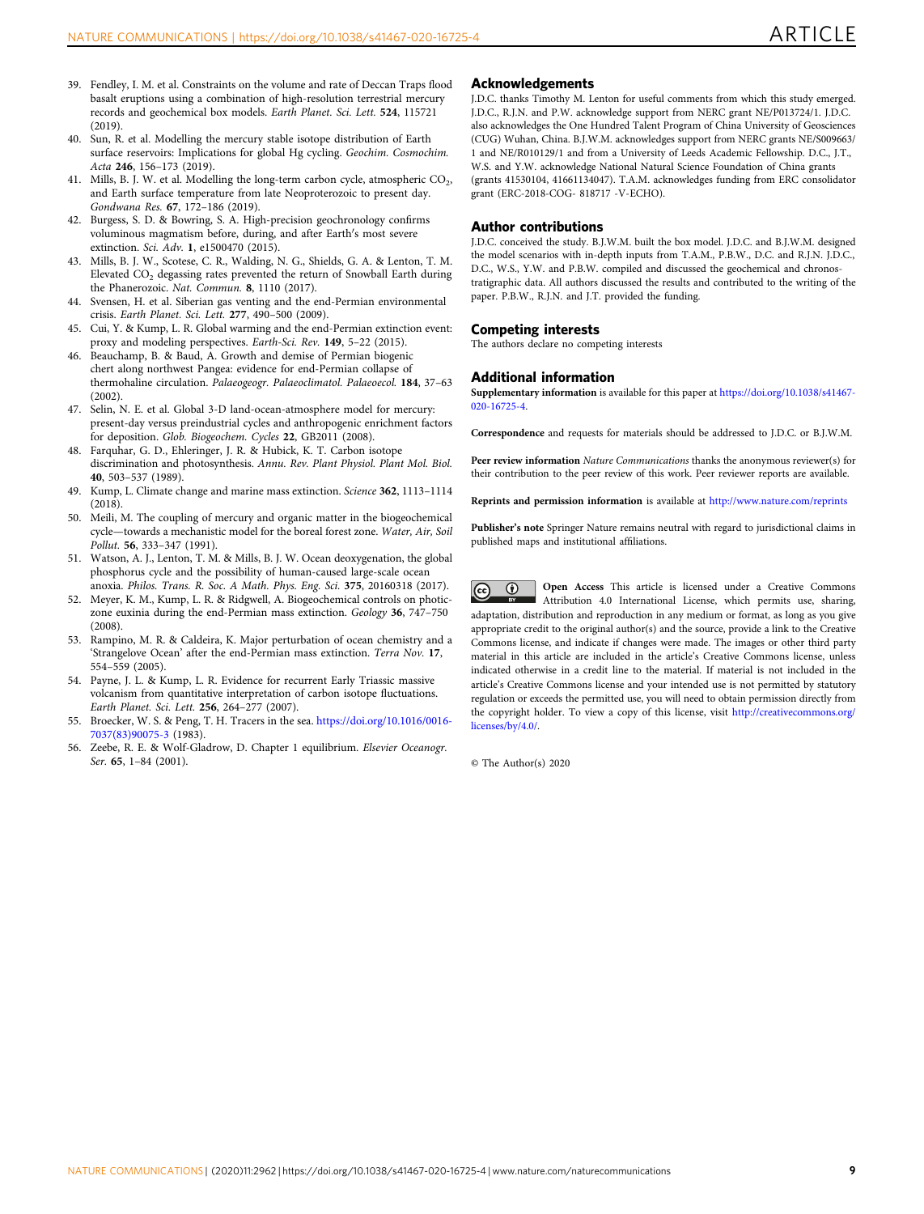39. Fendley, I. M. et al. Constraints on the volume and rate of Deccan Traps flood basalt eruptions using a combination of high-resolution terrestrial mercury records and geochemical box models. *Earth Planet. Sci. Lett.* **524**, 115721 (2019).
40. Sun, R. et al. Modelling the mercury stable isotope distribution of Earth surface reservoirs: Implications for global Hg cycling. *Geochim. Cosmochim. Acta* **246**, 156–173 (2019).
41. Mills, B. J. W. et al. Modelling the long-term carbon cycle, atmospheric $CO_2$, and Earth surface temperature from late Neoproterozoic to present day. *Gondwana Res.* **67**, 172–186 (2019).
42. Burgess, S. D. & Bowring, S. A. High-precision geochronology confirms voluminous magmatism before, during, and after Earth's most severe extinction. *Sci. Adv.* **1**, e1500470 (2015).
43. Mills, B. J. W., Scotese, C. R., Walding, N. G., Shields, G. A. & Lenton, T. M. Elevated $CO_2$ degassing rates prevented the return of Snowball Earth during the Phanerozoic. *Nat. Commun.* **8**, 1110 (2017).
44. Svensen, H. et al. Siberian gas venting and the end-Permian environmental crisis. *Earth Planet. Sci. Lett.* **277**, 490–500 (2009).
45. Cui, Y. & Kump, L. R. Global warming and the end-Permian extinction event: proxy and modeling perspectives. *Earth-Sci. Rev.* **149**, 5–22 (2015).
46. Beauchamp, B. & Baud, A. Growth and demise of Permian biogenic chert along northwest Pangea: evidence for end-Permian collapse of thermohaline circulation. *Palaeogeogr. Palaeoclimatol. Palaeoecol.* **184**, 37–63 (2002).
47. Selin, N. E. et al. Global 3-D land-ocean-atmosphere model for mercury: present-day versus preindustrial cycles and anthropogenic enrichment factors for deposition. *Glob. Biogeochem. Cycles* **22**, GB2011 (2008).
48. Farquhar, G. D., Ehleringer, J. R. & Hubick, K. T. Carbon isotope discrimination and photosynthesis. *Annu. Rev. Plant Physiol. Plant Mol. Biol.* **40**, 503–537 (1989).
49. Kump, L. Climate change and marine mass extinction. *Science* **362**, 1113–1114 (2018).
50. Meili, M. The coupling of mercury and organic matter in the biogeochemical cycle—towards a mechanistic model for the boreal forest zone. *Water, Air, Soil Pollut.* **56**, 333–347 (1991).
51. Watson, A. J., Lenton, T. M. & Mills, B. J. W. Ocean deoxygenation, the global phosphorus cycle and the possibility of human-caused large-scale ocean anoxia. *Philos. Trans. R. Soc. A Math. Phys. Eng. Sci.* **375**, 20160318 (2017).
52. Meyer, K. M., Kump, L. R. & Ridgwell, A. Biogeochemical controls on photic-zone euxinia during the end-Permian mass extinction. *Geology* **36**, 747–750 (2008).
53. Rampino, M. R. & Caldeira, K. Major perturbation of ocean chemistry and a 'Strangelove Ocean' after the end-Permian mass extinction. *Terra Nov.* **17**, 554–559 (2005).
54. Payne, J. L. & Kump, L. R. Evidence for recurrent Early Triassic massive volcanism from quantitative interpretation of carbon isotope fluctuations. *Earth Planet. Sci. Lett.* **256**, 264–277 (2007).
55. Broecker, W. S. & Peng, T. H. Tracers in the sea. https://doi.org/10.1016/0016-7037(83)90075-3 (1983).
56. Zeebe, R. E. & Wolf-Gladrow, D. Chapter 1 equilibrium. *Elsevier Oceanogr. Ser.* **65**, 1–84 (2001).

## Acknowledgements

J.D.C. thanks Timothy M. Lenton for useful comments from which this study emerged. J.D.C., R.J.N. and P.W. acknowledge support from NERC grant NE/P013724/1. J.D.C. also acknowledges the One Hundred Talent Program of China University of Geosciences (CUG) Wuhan, China. B.J.W.M. acknowledges support from NERC grants NE/S009663/1 and NE/R010129/1 and from a University of Leeds Academic Fellowship. D.C., J.T., W.S. and Y.W. acknowledge National Natural Science Foundation of China grants (grants 41530104, 41661134047). T.A.M. acknowledges funding from ERC consolidator grant (ERC-2018-COG- 818717 -V-ECHO).

## Author contributions

J.D.C. conceived the study. B.J.W.M. built the box model. J.D.C. and B.J.W.M. designed the model scenarios with in-depth inputs from T.A.M., P.B.W., D.C. and R.J.N. J.D.C., D.C., W.S., Y.W. and P.B.W. compiled and discussed the geochemical and chronostratigraphic data. All authors discussed the results and contributed to the writing of the paper. P.B.W., R.J.N. and J.T. provided the funding.

## Competing interests

The authors declare no competing interests

## Additional information

**Supplementary information** is available for this paper at https://doi.org/10.1038/s41467-020-16725-4.

**Correspondence** and requests for materials should be addressed to J.D.C. or B.J.W.M.

**Peer review information** *Nature Communications* thanks the anonymous reviewer(s) for their contribution to the peer review of this work. Peer reviewer reports are available.

**Reprints and permission information** is available at http://www.nature.com/reprints

**Publisher's note** Springer Nature remains neutral with regard to jurisdictional claims in published maps and institutional affiliations.

**Open Access** This article is licensed under a Creative Commons Attribution 4.0 International License, which permits use, sharing, adaptation, distribution and reproduction in any medium or format, as long as you give appropriate credit to the original author(s) and the source, provide a link to the Creative Commons license, and indicate if changes were made. The images or other third party material in this article are included in the article's Creative Commons license, unless indicated otherwise in a credit line to the material. If material is not included in the article's Creative Commons license and your intended use is not permitted by statutory regulation or exceeds the permitted use, you will need to obtain permission directly from the copyright holder. To view a copy of this license, visit http://creativecommons.org/licenses/by/4.0/.

© The Author(s) 2020